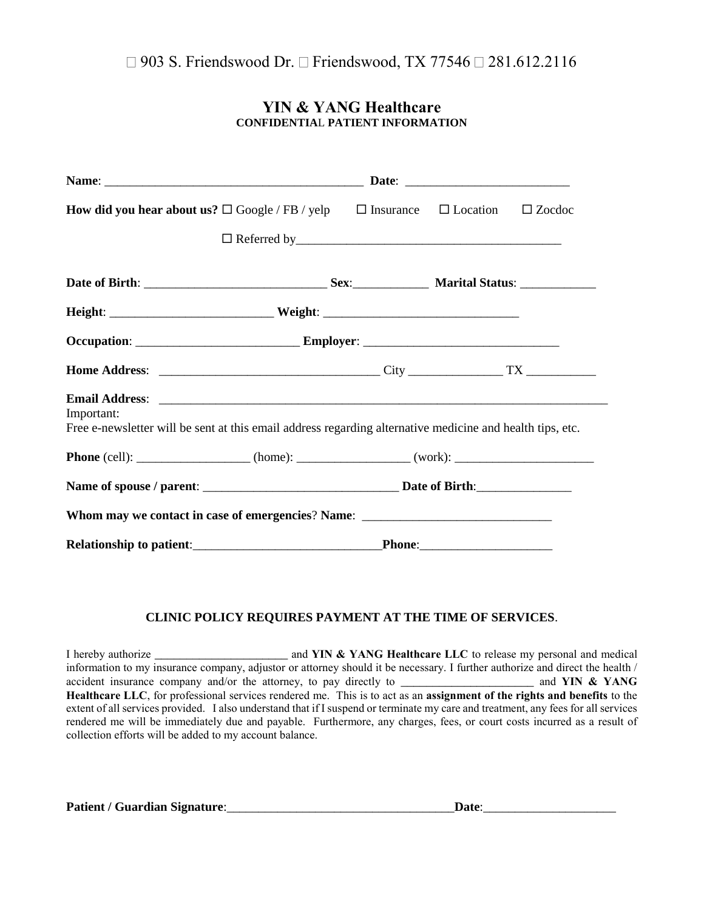□ 903 S. Friendswood Dr. □ Friendswood, TX 77546 □ 281.612.2116

# YIN & YANG Healthcare

**CONFIDENTIAL PATIENT INFORMATION**

**Name**: ________________________________________ **Date**: __________________________

**How did you hear about us?** ☐ Google / FB / yelp ☐ Insurance ☐ Location ☐ Zocdoc

☐ Referred by________________________________________

**Date of Birth**: ____________________________ **Sex**:____________ **Marital Status**: ____________

**Height**: _________________________ **Weight**: ______________________________

**Occupation**: _________________________ **Employer**: ______________________________

**Home Address**: _________________________________ City _______________ TX ___________

**Email Address**: ___________________________________________________________________________

Important:
Free e-newsletter will be sent at this email address regarding alternative medicine and health tips, etc.

**Phone** (cell): _________________ (home): _________________ (work): ______________________

**Name of spouse / parent**: ______________________________ **Date of Birth**:_______________

**Whom may we contact in case of emergencies**? **Name**: _____________________________

**Relationship to patient**:_____________________________**Phone**:_____________________

**CLINIC POLICY REQUIRES PAYMENT AT THE TIME OF SERVICES**.

I hereby authorize _______________________ and **YIN & YANG Healthcare LLC** to release my personal and medical information to my insurance company, adjustor or attorney should it be necessary. I further authorize and direct the health / accident insurance company and/or the attorney, to pay directly to _______________________ and **YIN & YANG Healthcare LLC**, for professional services rendered me. This is to act as an **assignment of the rights and benefits** to the extent of all services provided. I also understand that if I suspend or terminate my care and treatment, any fees for all services rendered me will be immediately due and payable. Furthermore, any charges, fees, or court costs incurred as a result of collection efforts will be added to my account balance.

**Patient / Guardian Signature**:____________________________________**Date**:_____________________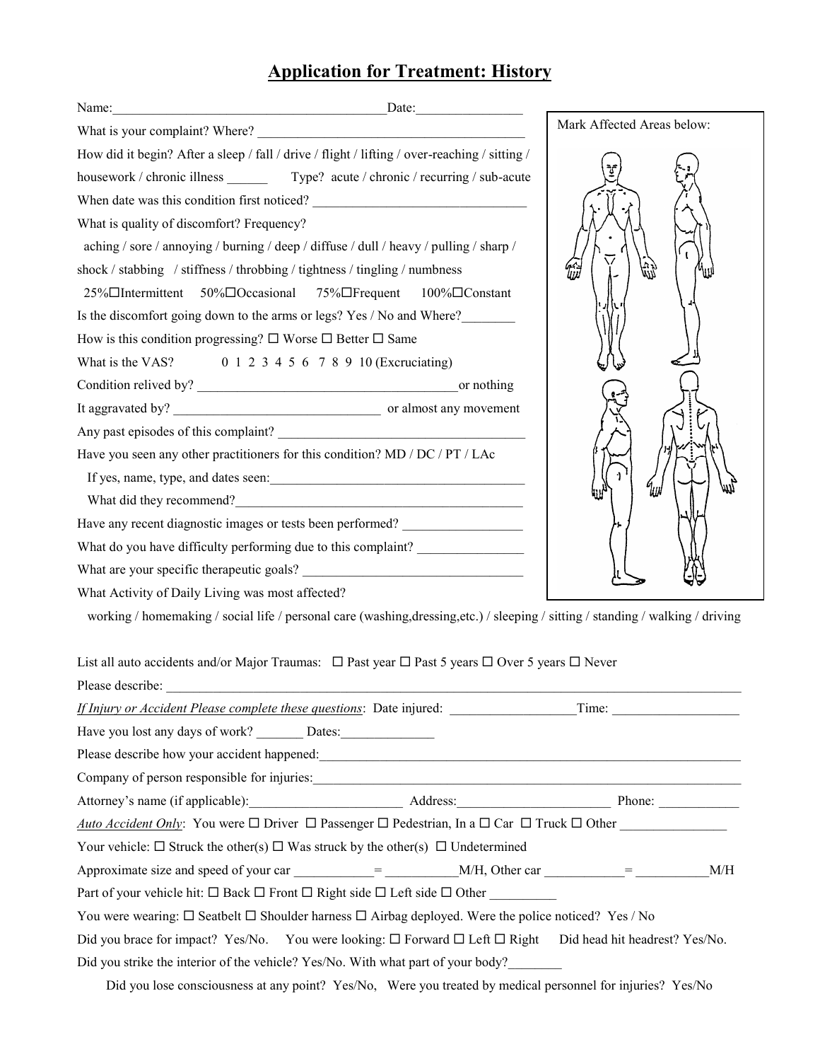# Application for Treatment: History

Name:__________________________________________Date:________________

What is your complaint? Where? ________________________________________

How did it begin? After a sleep / fall / drive / flight / lifting / over-reaching / sitting / housework / chronic illness ______ Type? acute / chronic / recurring / sub-acute

When date was this condition first noticed? ________________________________

What is quality of discomfort? Frequency?

aching / sore / annoying / burning / deep / diffuse / dull / heavy / pulling / sharp / shock / stabbing / stiffness / throbbing / tightness / tingling / numbness

25%☐Intermittent 50%☐Occasional 75%☐Frequent 100%☐Constant

Is the discomfort going down to the arms or legs? Yes / No and Where?________

How is this condition progressing? ☐ Worse ☐ Better ☐ Same

What is the VAS? 0 1 2 3 4 5 6 7 8 9 10 (Excruciating)

Condition relived by? _______________________________________or nothing

It aggravated by? ______________________________ or almost any movement

Any past episodes of this complaint? ______________________________________

Have you seen any other practitioners for this condition? MD / DC / PT / LAc

If yes, name, type, and dates seen:_______________________________________

What did they recommend?___________________________________________

Have any recent diagnostic images or tests been performed? _________________

What do you have difficulty performing due to this complaint? _______________

What are your specific therapeutic goals? _________________________________

What Activity of Daily Living was most affected?

working / homemaking / social life / personal care (washing,dressing,etc.) / sleeping / sitting / standing / walking / driving

Mark Affected Areas below:

List all auto accidents and/or Major Traumas: ☐ Past year ☐ Past 5 years ☐ Over 5 years ☐ Never

Please describe: ______________________________________________________________________________

*If Injury or Accident Please complete these questions*: Date injured: __________________Time: __________________

Have you lost any days of work? _______ Dates:______________

Please describe how your accident happened:_________________________________________________________

Company of person responsible for injuries:__________________________________________________________

Attorney's name (if applicable):______________________ Address:______________________ Phone: ____________

*Auto Accident Only*: You were ☐ Driver ☐ Passenger ☐ Pedestrian, In a ☐ Car ☐ Truck ☐ Other ________________

Your vehicle: ☐ Struck the other(s) ☐ Was struck by the other(s) ☐ Undetermined

Approximate size and speed of your car ___________= __________M/H, Other car ___________= __________M/H

Part of your vehicle hit: ☐ Back ☐ Front ☐ Right side ☐ Left side ☐ Other _________

You were wearing: ☐ Seatbelt ☐ Shoulder harness ☐ Airbag deployed. Were the police noticed? Yes / No

Did you brace for impact? Yes/No. You were looking: ☐ Forward ☐ Left ☐ Right Did head hit headrest? Yes/No.

Did you strike the interior of the vehicle? Yes/No. With what part of your body?________

Did you lose consciousness at any point? Yes/No, Were you treated by medical personnel for injuries? Yes/No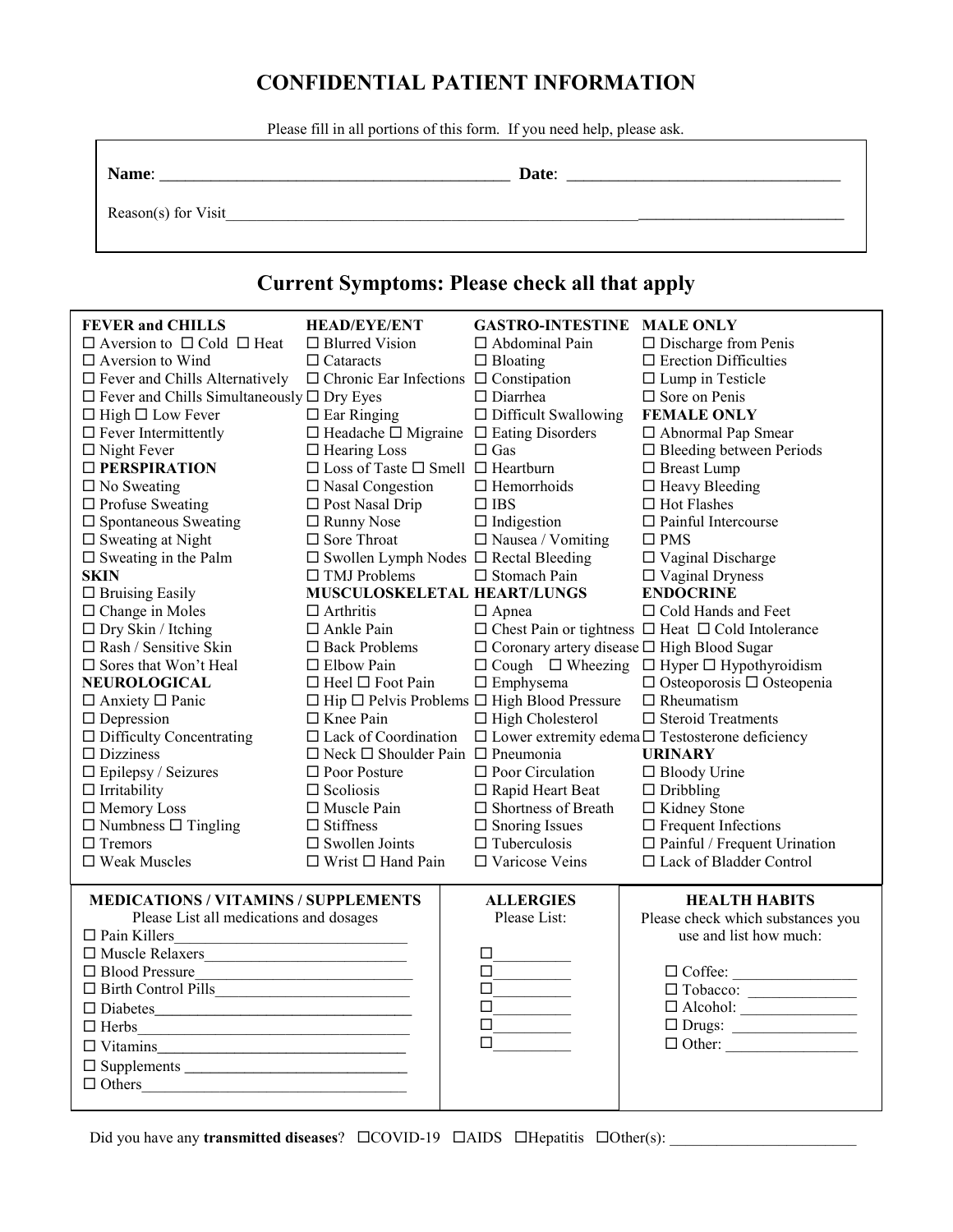# CONFIDENTIAL PATIENT INFORMATION

Please fill in all portions of this form. If you need help, please ask.

**Name**: ___________________________________________ **Date**: _________________________________

Reason(s) for Visit___________________________________________________________________________

## Current Symptoms: Please check all that apply

**FEVER and CHILLS**
- ☐ Aversion to ☐ Cold ☐ Heat
- ☐ Aversion to Wind
- ☐ Fever and Chills Alternatively
- ☐ Fever and Chills Simultaneously
- ☐ High ☐ Low Fever
- ☐ Fever Intermittently
- ☐ Night Fever

**☐ PERSPIRATION**
- ☐ No Sweating
- ☐ Profuse Sweating
- ☐ Spontaneous Sweating
- ☐ Sweating at Night
- ☐ Sweating in the Palm

**SKIN**
- ☐ Bruising Easily
- ☐ Change in Moles
- ☐ Dry Skin / Itching
- ☐ Rash / Sensitive Skin
- ☐ Sores that Won't Heal

**NEUROLOGICAL**
- ☐ Anxiety ☐ Panic
- ☐ Depression
- ☐ Difficulty Concentrating
- ☐ Dizziness
- ☐ Epilepsy / Seizures
- ☐ Irritability
- ☐ Memory Loss
- ☐ Numbness ☐ Tingling
- ☐ Tremors
- ☐ Weak Muscles

**HEAD/EYE/ENT**
- ☐ Blurred Vision
- ☐ Cataracts
- ☐ Chronic Ear Infections
- ☐ Dry Eyes
- ☐ Ear Ringing
- ☐ Headache ☐ Migraine
- ☐ Hearing Loss
- ☐ Loss of Taste ☐ Smell
- ☐ Nasal Congestion
- ☐ Post Nasal Drip
- ☐ Runny Nose
- ☐ Sore Throat
- ☐ Swollen Lymph Nodes
- ☐ TMJ Problems

**MUSCULOSKELETAL**
- ☐ Arthritis
- ☐ Ankle Pain
- ☐ Back Problems
- ☐ Elbow Pain
- ☐ Heel ☐ Foot Pain
- ☐ Hip ☐ Pelvis Problems
- ☐ Knee Pain
- ☐ Lack of Coordination
- ☐ Neck ☐ Shoulder Pain
- ☐ Poor Posture
- ☐ Scoliosis
- ☐ Muscle Pain
- ☐ Stiffness
- ☐ Swollen Joints
- ☐ Wrist ☐ Hand Pain

**GASTRO-INTESTINE**
- ☐ Abdominal Pain
- ☐ Bloating
- ☐ Constipation
- ☐ Diarrhea
- ☐ Difficult Swallowing
- ☐ Eating Disorders
- ☐ Gas
- ☐ Heartburn
- ☐ Hemorrhoids
- ☐ IBS
- ☐ Indigestion
- ☐ Nausea / Vomiting
- ☐ Rectal Bleeding
- ☐ Stomach Pain

**HEART/LUNGS**
- ☐ Apnea
- ☐ Chest Pain or tightness
- ☐ Coronary artery disease
- ☐ Cough ☐ Wheezing
- ☐ Emphysema
- ☐ High Blood Pressure
- ☐ High Cholesterol
- ☐ Lower extremity edema
- ☐ Pneumonia
- ☐ Poor Circulation
- ☐ Rapid Heart Beat
- ☐ Shortness of Breath
- ☐ Snoring Issues
- ☐ Tuberculosis
- ☐ Varicose Veins

**MALE ONLY**
- ☐ Discharge from Penis
- ☐ Erection Difficulties
- ☐ Lump in Testicle
- ☐ Sore on Penis

**FEMALE ONLY**
- ☐ Abnormal Pap Smear
- ☐ Bleeding between Periods
- ☐ Breast Lump
- ☐ Heavy Bleeding
- ☐ Hot Flashes
- ☐ Painful Intercourse
- ☐ PMS
- ☐ Vaginal Discharge
- ☐ Vaginal Dryness

**ENDOCRINE**
- ☐ Cold Hands and Feet
- ☐ Heat ☐ Cold Intolerance
- ☐ High Blood Sugar
- ☐ Hyper ☐ Hypothyroidism
- ☐ Osteoporosis ☐ Osteopenia
- ☐ Rheumatism
- ☐ Steroid Treatments
- ☐ Testosterone deficiency

**URINARY**
- ☐ Bloody Urine
- ☐ Dribbling
- ☐ Kidney Stone
- ☐ Frequent Infections
- ☐ Painful / Frequent Urination
- ☐ Lack of Bladder Control

**MEDICATIONS / VITAMINS / SUPPLEMENTS**

Please List all medications and dosages

- ☐ Pain Killers______________________________
- ☐ Muscle Relaxers__________________________
- ☐ Blood Pressure____________________________
- ☐ Birth Control Pills_________________________
- ☐ Diabetes_________________________________
- ☐ Herbs____________________________________
- ☐ Vitamins_________________________________
- ☐ Supplements _____________________________
- ☐ Others____________________________________

**ALLERGIES**

Please List:

- ☐__________
- ☐__________
- ☐__________
- ☐__________
- ☐__________
- ☐__________

**HEALTH HABITS**

Please check which substances you use and list how much:

- ☐ Coffee: _______________
- ☐ Tobacco: ______________
- ☐ Alcohol: ______________
- ☐ Drugs: ________________
- ☐ Other: _________________

Did you have any **transmitted diseases**? ☐COVID-19 ☐AIDS ☐Hepatitis ☐Other(s): ________________________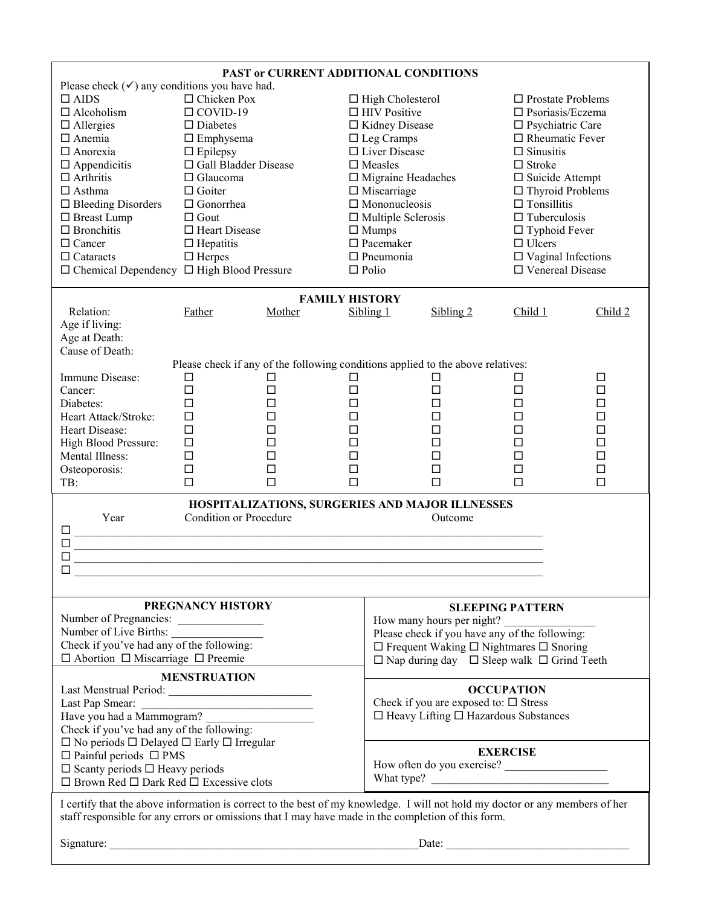## PAST or CURRENT ADDITIONAL CONDITIONS

Please check (✓) any conditions you have had.

| | | | |
|---|---|---|---|
| ☐ AIDS | ☐ Chicken Pox | ☐ High Cholesterol | ☐ Prostate Problems |
| ☐ Alcoholism | ☐ COVID-19 | ☐ HIV Positive | ☐ Psoriasis/Eczema |
| ☐ Allergies | ☐ Diabetes | ☐ Kidney Disease | ☐ Psychiatric Care |
| ☐ Anemia | ☐ Emphysema | ☐ Leg Cramps | ☐ Rheumatic Fever |
| ☐ Anorexia | ☐ Epilepsy | ☐ Liver Disease | ☐ Sinusitis |
| ☐ Appendicitis | ☐ Gall Bladder Disease | ☐ Measles | ☐ Stroke |
| ☐ Arthritis | ☐ Glaucoma | ☐ Migraine Headaches | ☐ Suicide Attempt |
| ☐ Asthma | ☐ Goiter | ☐ Miscarriage | ☐ Thyroid Problems |
| ☐ Bleeding Disorders | ☐ Gonorrhea | ☐ Mononucleosis | ☐ Tonsillitis |
| ☐ Breast Lump | ☐ Gout | ☐ Multiple Sclerosis | ☐ Tuberculosis |
| ☐ Bronchitis | ☐ Heart Disease | ☐ Mumps | ☐ Typhoid Fever |
| ☐ Cancer | ☐ Hepatitis | ☐ Pacemaker | ☐ Ulcers |
| ☐ Cataracts | ☐ Herpes | ☐ Pneumonia | ☐ Vaginal Infections |
| ☐ Chemical Dependency | ☐ High Blood Pressure | ☐ Polio | ☐ Venereal Disease |

## FAMILY HISTORY

| Relation: | Father | Mother | Sibling 1 | Sibling 2 | Child 1 | Child 2 |
|---|---|---|---|---|---|---|
| Age if living: | | | | | | |
| Age at Death: | | | | | | |
| Cause of Death: | | | | | | |

Please check if any of the following conditions applied to the above relatives:

| | Father | Mother | Sibling 1 | Sibling 2 | Child 1 | Child 2 |
|---|---|---|---|---|---|---|
| Immune Disease: | ☐ | ☐ | ☐ | ☐ | ☐ | ☐ |
| Cancer: | ☐ | ☐ | ☐ | ☐ | ☐ | ☐ |
| Diabetes: | ☐ | ☐ | ☐ | ☐ | ☐ | ☐ |
| Heart Attack/Stroke: | ☐ | ☐ | ☐ | ☐ | ☐ | ☐ |
| Heart Disease: | ☐ | ☐ | ☐ | ☐ | ☐ | ☐ |
| High Blood Pressure: | ☐ | ☐ | ☐ | ☐ | ☐ | ☐ |
| Mental Illness: | ☐ | ☐ | ☐ | ☐ | ☐ | ☐ |
| Osteoporosis: | ☐ | ☐ | ☐ | ☐ | ☐ | ☐ |
| TB: | ☐ | ☐ | ☐ | ☐ | ☐ | ☐ |

## HOSPITALIZATIONS, SURGERIES AND MAJOR ILLNESSES

| Year | Condition or Procedure | Outcome |
|---|---|---|
| ☐ | | |
| ☐ | | |
| ☐ | | |
| ☐ | | |

## PREGNANCY HISTORY

Number of Pregnancies: _______________

Number of Live Births: ________________

Check if you've had any of the following:

☐ Abortion ☐ Miscarriage ☐ Preemie

## MENSTRUATION

Last Menstrual Period: _________________________

Last Pap Smear: _____________________________

Have you had a Mammogram? __________________

Check if you've had any of the following:

☐ No periods ☐ Delayed ☐ Early ☐ Irregular

☐ Painful periods ☐ PMS

☐ Scanty periods ☐ Heavy periods

☐ Brown Red ☐ Dark Red ☐ Excessive clots

## SLEEPING PATTERN

How many hours per night? ________________

Please check if you have any of the following:

☐ Frequent Waking ☐ Nightmares ☐ Snoring

☐ Nap during day ☐ Sleep walk ☐ Grind Teeth

## OCCUPATION

Check if you are exposed to: ☐ Stress

☐ Heavy Lifting ☐ Hazardous Substances

## EXERCISE

How often do you exercise? __________________

What type? ______________________________

I certify that the above information is correct to the best of my knowledge. I will not hold my doctor or any members of her staff responsible for any errors or omissions that I may have made in the completion of this form.

Signature: ________________________________________________________ Date: _________________________________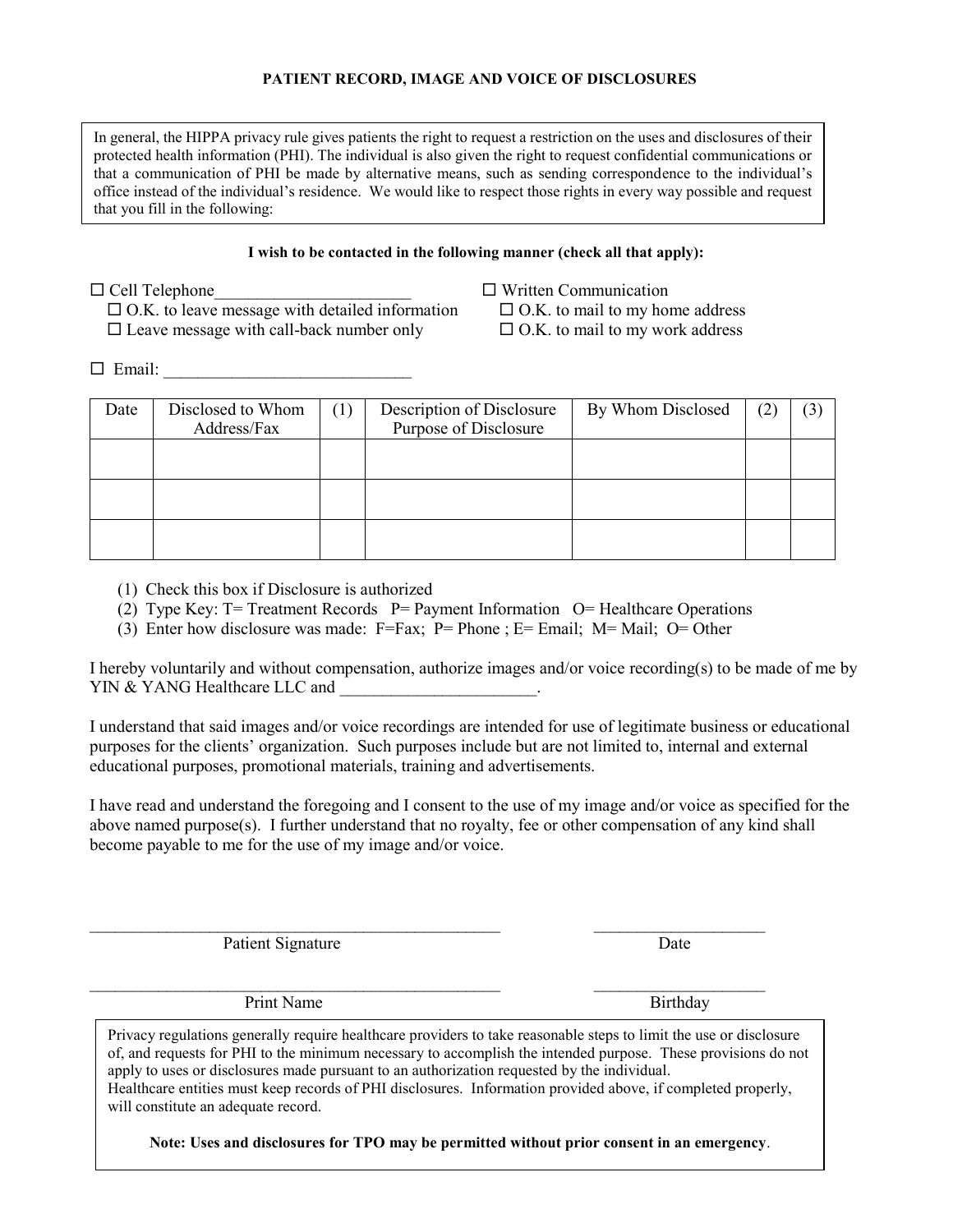# PATIENT RECORD, IMAGE AND VOICE OF DISCLOSURES

In general, the HIPPA privacy rule gives patients the right to request a restriction on the uses and disclosures of their protected health information (PHI). The individual is also given the right to request confidential communications or that a communication of PHI be made by alternative means, such as sending correspondence to the individual's office instead of the individual's residence. We would like to respect those rights in every way possible and request that you fill in the following:

**I wish to be contacted in the following manner (check all that apply):**

☐ Cell Telephone_______________________
- ☐ O.K. to leave message with detailed information
- ☐ Leave message with call-back number only

☐ Written Communication
- ☐ O.K. to mail to my home address
- ☐ O.K. to mail to my work address

☐ Email: _____________________________

| Date | Disclosed to Whom Address/Fax | (1) | Description of Disclosure Purpose of Disclosure | By Whom Disclosed | (2) | (3) |
|---|---|---|---|---|---|---|
| | | | | | | |
| | | | | | | |
| | | | | | | |

(1) Check this box if Disclosure is authorized
(2) Type Key: T= Treatment Records P= Payment Information O= Healthcare Operations
(3) Enter how disclosure was made: F=Fax; P= Phone ; E= Email; M= Mail; O= Other

I hereby voluntarily and without compensation, authorize images and/or voice recording(s) to be made of me by YIN & YANG Healthcare LLC and _______________________.

I understand that said images and/or voice recordings are intended for use of legitimate business or educational purposes for the clients' organization. Such purposes include but are not limited to, internal and external educational purposes, promotional materials, training and advertisements.

I have read and understand the foregoing and I consent to the use of my image and/or voice as specified for the above named purpose(s). I further understand that no royalty, fee or other compensation of any kind shall become payable to me for the use of my image and/or voice.

_________________________________________________ ____________________
Patient Signature Date

_________________________________________________ ____________________
Print Name Birthday

Privacy regulations generally require healthcare providers to take reasonable steps to limit the use or disclosure of, and requests for PHI to the minimum necessary to accomplish the intended purpose. These provisions do not apply to uses or disclosures made pursuant to an authorization requested by the individual.
Healthcare entities must keep records of PHI disclosures. Information provided above, if completed properly, will constitute an adequate record.

**Note: Uses and disclosures for TPO may be permitted without prior consent in an emergency**.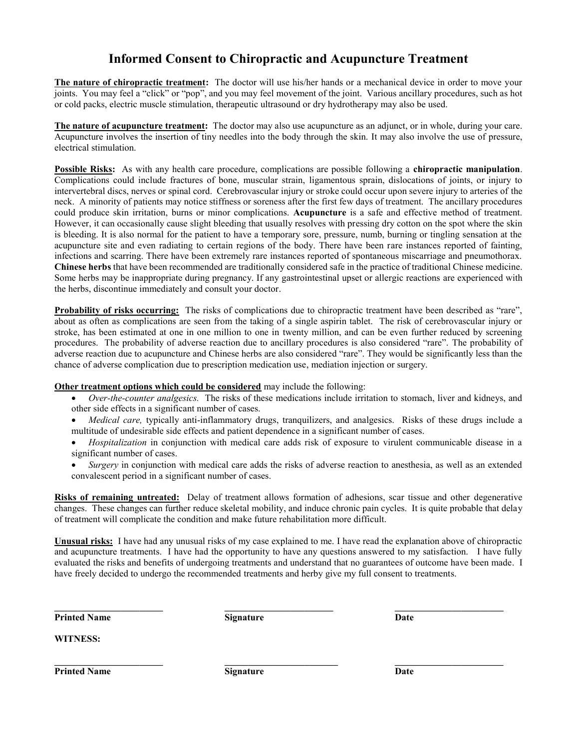# Informed Consent to Chiropractic and Acupuncture Treatment

**The nature of chiropractic treatment:** The doctor will use his/her hands or a mechanical device in order to move your joints. You may feel a "click" or "pop", and you may feel movement of the joint. Various ancillary procedures, such as hot or cold packs, electric muscle stimulation, therapeutic ultrasound or dry hydrotherapy may also be used.

**The nature of acupuncture treatment:** The doctor may also use acupuncture as an adjunct, or in whole, during your care. Acupuncture involves the insertion of tiny needles into the body through the skin. It may also involve the use of pressure, electrical stimulation.

**Possible Risks:** As with any health care procedure, complications are possible following a **chiropractic manipulation**. Complications could include fractures of bone, muscular strain, ligamentous sprain, dislocations of joints, or injury to intervertebral discs, nerves or spinal cord. Cerebrovascular injury or stroke could occur upon severe injury to arteries of the neck. A minority of patients may notice stiffness or soreness after the first few days of treatment. The ancillary procedures could produce skin irritation, burns or minor complications. **Acupuncture** is a safe and effective method of treatment. However, it can occasionally cause slight bleeding that usually resolves with pressing dry cotton on the spot where the skin is bleeding. It is also normal for the patient to have a temporary sore, pressure, numb, burning or tingling sensation at the acupuncture site and even radiating to certain regions of the body. There have been rare instances reported of fainting, infections and scarring. There have been extremely rare instances reported of spontaneous miscarriage and pneumothorax. **Chinese herbs** that have been recommended are traditionally considered safe in the practice of traditional Chinese medicine. Some herbs may be inappropriate during pregnancy. If any gastrointestinal upset or allergic reactions are experienced with the herbs, discontinue immediately and consult your doctor.

**Probability of risks occurring:** The risks of complications due to chiropractic treatment have been described as "rare", about as often as complications are seen from the taking of a single aspirin tablet. The risk of cerebrovascular injury or stroke, has been estimated at one in one million to one in twenty million, and can be even further reduced by screening procedures. The probability of adverse reaction due to ancillary procedures is also considered "rare". The probability of adverse reaction due to acupuncture and Chinese herbs are also considered "rare". They would be significantly less than the chance of adverse complication due to prescription medication use, mediation injection or surgery.

**Other treatment options which could be considered** may include the following:

- *Over-the-counter analgesics.* The risks of these medications include irritation to stomach, liver and kidneys, and other side effects in a significant number of cases.
- *Medical care,* typically anti-inflammatory drugs, tranquilizers, and analgesics. Risks of these drugs include a multitude of undesirable side effects and patient dependence in a significant number of cases.
- *Hospitalization* in conjunction with medical care adds risk of exposure to virulent communicable disease in a significant number of cases.
- *Surgery* in conjunction with medical care adds the risks of adverse reaction to anesthesia, as well as an extended convalescent period in a significant number of cases.

**Risks of remaining untreated:** Delay of treatment allows formation of adhesions, scar tissue and other degenerative changes. These changes can further reduce skeletal mobility, and induce chronic pain cycles. It is quite probable that delay of treatment will complicate the condition and make future rehabilitation more difficult.

**Unusual risks:** I have had any unusual risks of my case explained to me. I have read the explanation above of chiropractic and acupuncture treatments. I have had the opportunity to have any questions answered to my satisfaction. I have fully evaluated the risks and benefits of undergoing treatments and understand that no guarantees of outcome have been made. I have freely decided to undergo the recommended treatments and herby give my full consent to treatments.

\_\_\_\_\_\_\_\_\_\_\_\_\_\_\_\_\_\_\_\_\_\_\_\_ \_\_\_\_\_\_\_\_\_\_\_\_\_\_\_\_\_\_\_\_\_\_\_\_ \_\_\_\_\_\_\_\_\_\_\_\_\_\_\_\_\_\_\_\_\_\_\_\_

**Printed Name** **Signature** **Date**

**WITNESS:**

\_\_\_\_\_\_\_\_\_\_\_\_\_\_\_\_\_\_\_\_\_\_\_\_ \_\_\_\_\_\_\_\_\_\_\_\_\_\_\_\_\_\_\_\_\_\_\_\_ \_\_\_\_\_\_\_\_\_\_\_\_\_\_\_\_\_\_\_\_\_\_\_\_

**Printed Name** **Signature** **Date**